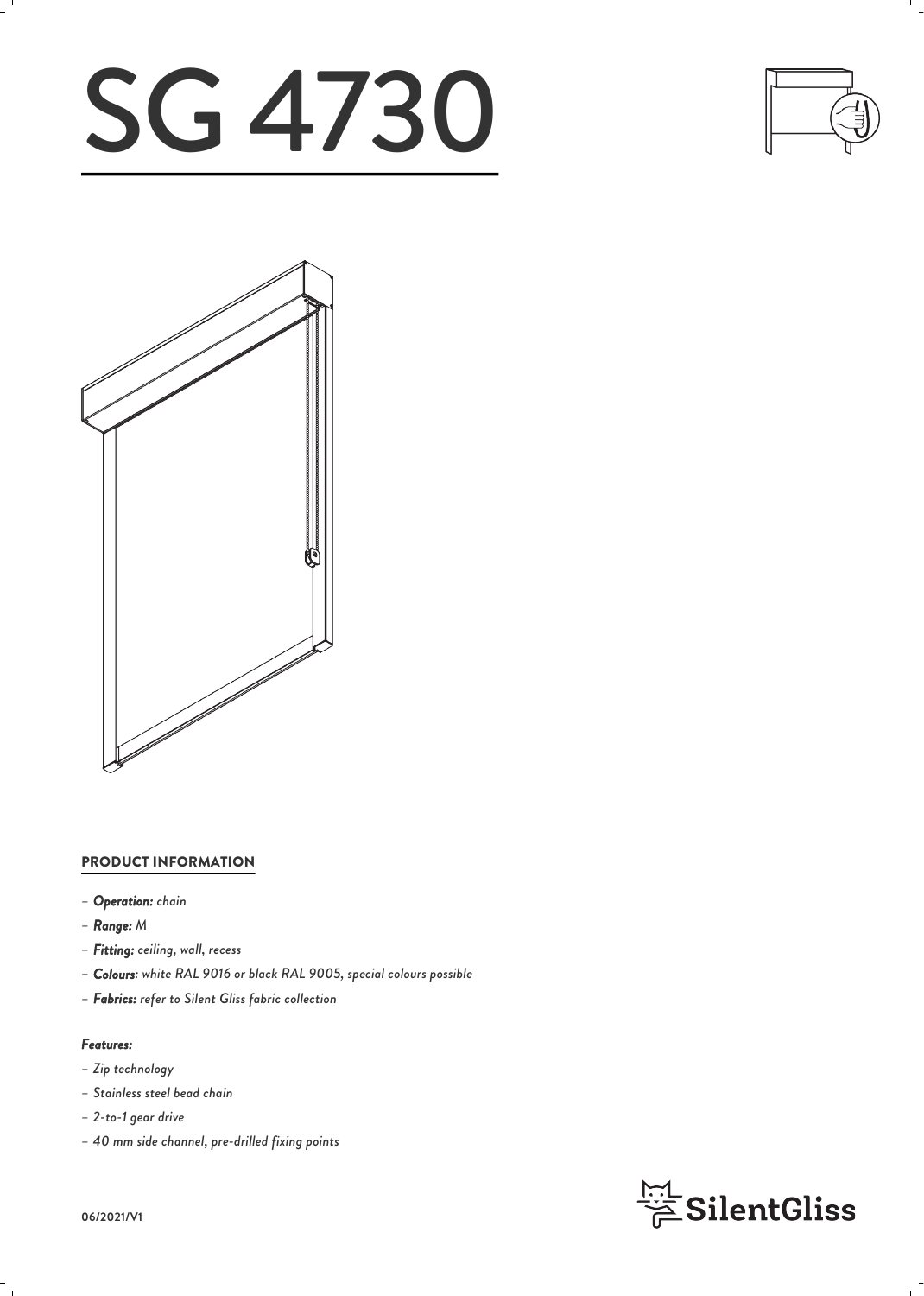# SG 4730

## PRODUCT INFORMATION

- ***Operation:*** *chain*
- ***Range:*** *M*
- ***Fitting:*** *ceiling, wall, recess*
- ***Colours****: white RAL 9016 or black RAL 9005, special colours possible*
- ***Fabrics:*** *refer to Silent Gliss fabric collection*

***Features:***

- *Zip technology*
- *Stainless steel bead chain*
- *2-to-1 gear drive*
- *40 mm side channel, pre-drilled fixing points*

**06/2021/V1**

SilentGliss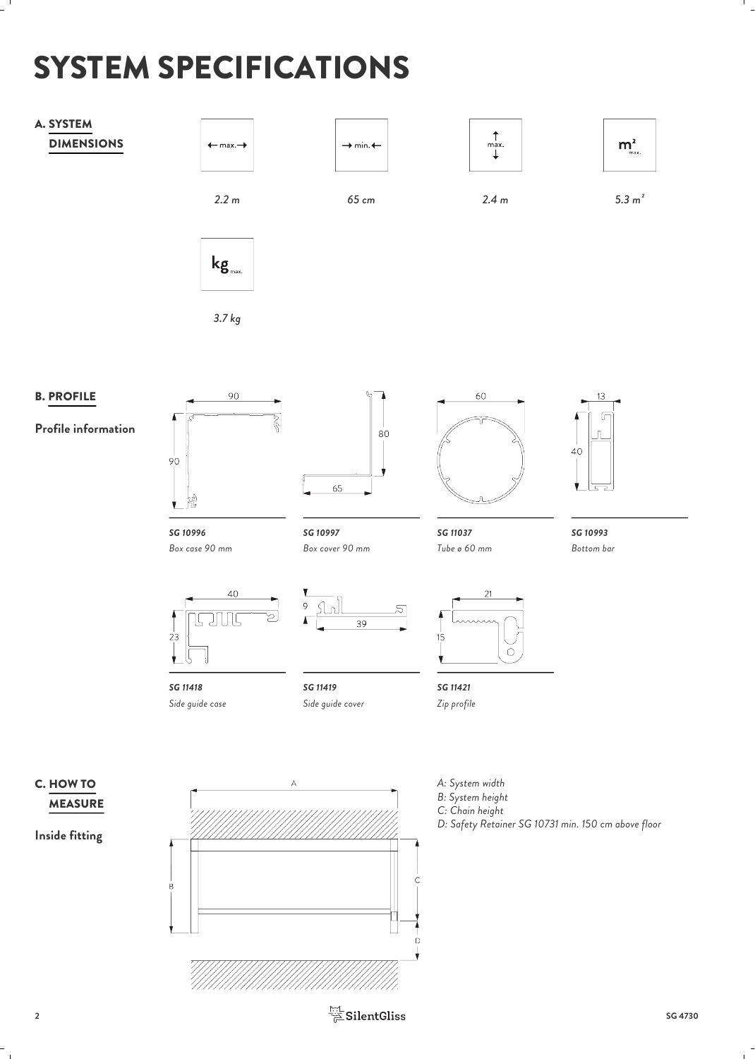# SYSTEM SPECIFICATIONS

## A. SYSTEM DIMENSIONS

| ← max. → | → min. ← | ↕ max. | $m^2$ max. | kg max. |
|---|---|---|---|---|
| *2.2 m* | *65 cm* | *2.4 m* | *5.3 $m^2$* | *3.7 kg* |

## B. PROFILE

**Profile information**

***SG 10996***
*Box case 90 mm*

***SG 10997***
*Box cover 90 mm*

***SG 11037***
*Tube ø 60 mm*

***SG 10993***
*Bottom bar*

***SG 11418***
*Side guide case*

***SG 11419***
*Side guide cover*

***SG 11421***
*Zip profile*

## C. HOW TO MEASURE

**Inside fitting**

*A: System width*
*B: System height*
*C: Chain height*
*D: Safety Retainer SG 10731 min. 150 cm above floor*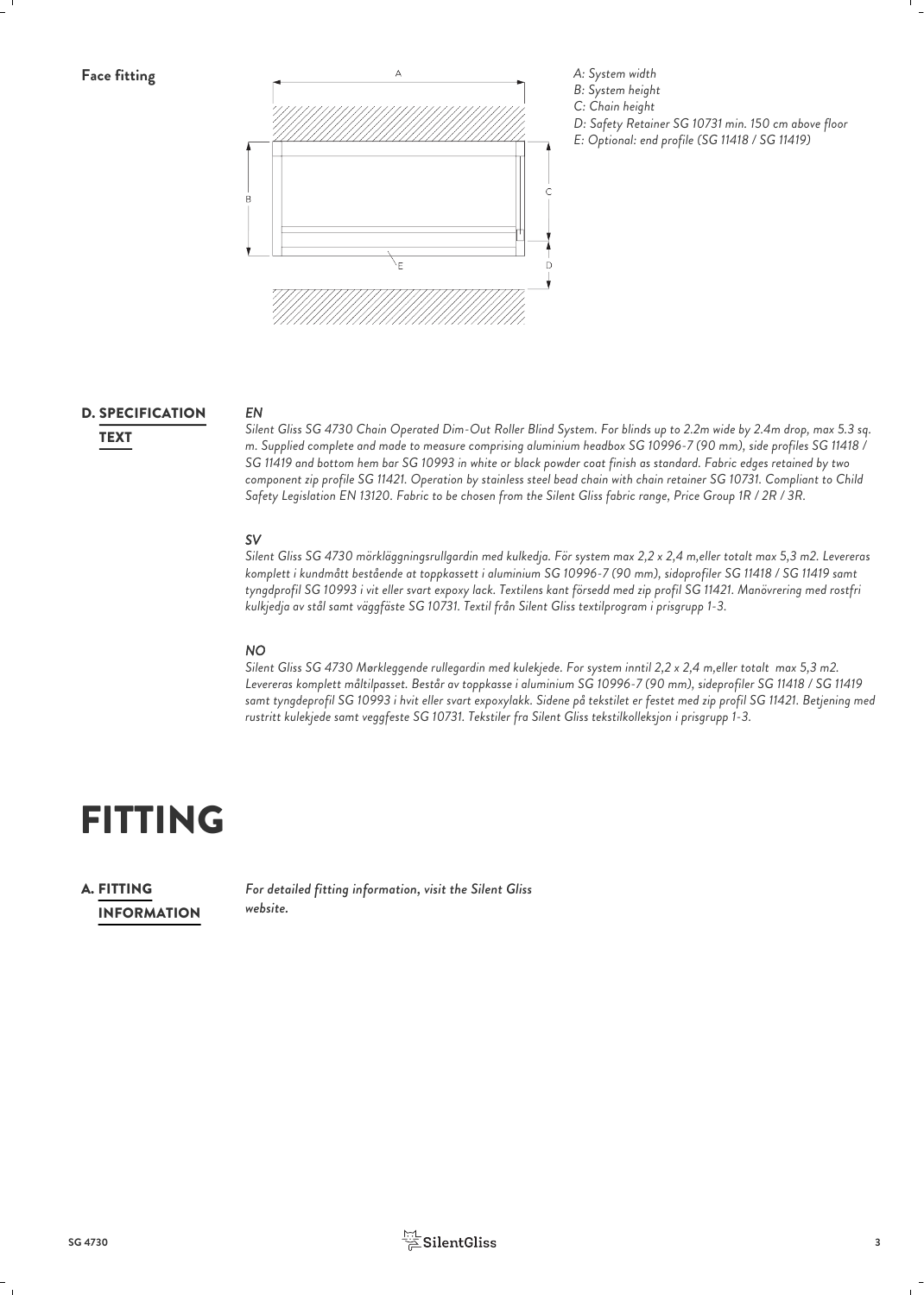**Face fitting**

*A: System width*
*B: System height*
*C: Chain height*
*D: Safety Retainer SG 10731 min. 150 cm above floor*
*E: Optional: end profile (SG 11418 / SG 11419)*

## D. SPECIFICATION TEXT

***EN***

*Silent Gliss SG 4730 Chain Operated Dim-Out Roller Blind System. For blinds up to 2.2m wide by 2.4m drop, max 5.3 sq. m. Supplied complete and made to measure comprising aluminium headbox SG 10996-7 (90 mm), side profiles SG 11418 / SG 11419 and bottom hem bar SG 10993 in white or black powder coat finish as standard. Fabric edges retained by two component zip profile SG 11421. Operation by stainless steel bead chain with chain retainer SG 10731. Compliant to Child Safety Legislation EN 13120. Fabric to be chosen from the Silent Gliss fabric range, Price Group 1R / 2R / 3R.*

***SV***

*Silent Gliss SG 4730 mörkläggningsrullgardin med kulkedja. För system max 2,2 x 2,4 m,eller totalt max 5,3 m2. Levereras komplett i kundmått bestående at toppkassett i aluminium SG 10996-7 (90 mm), sidoprofiler SG 11418 / SG 11419 samt tyngdprofil SG 10993 i vit eller svart expoxy lack. Textilens kant försedd med zip profil SG 11421. Manövrering med rostfri kulkjedja av stål samt väggfäste SG 10731. Textil från Silent Gliss textilprogram i prisgrupp 1-3.*

***NO***

*Silent Gliss SG 4730 Mørkleggende rullegardin med kulekjede. For system inntil 2,2 x 2,4 m,eller totalt max 5,3 m2. Levereras komplett måltilpasset. Består av toppkasse i aluminium SG 10996-7 (90 mm), sideprofiler SG 11418 / SG 11419 samt tyngdeprofil SG 10993 i hvit eller svart expoxylakk. Sidene på tekstilet er festet med zip profil SG 11421. Betjening med rustritt kulekjede samt veggfeste SG 10731. Tekstiler fra Silent Gliss tekstilkolleksjon i prisgrupp 1-3.*

# FITTING

## A. FITTING INFORMATION

*For detailed fitting information, visit the Silent Gliss website.*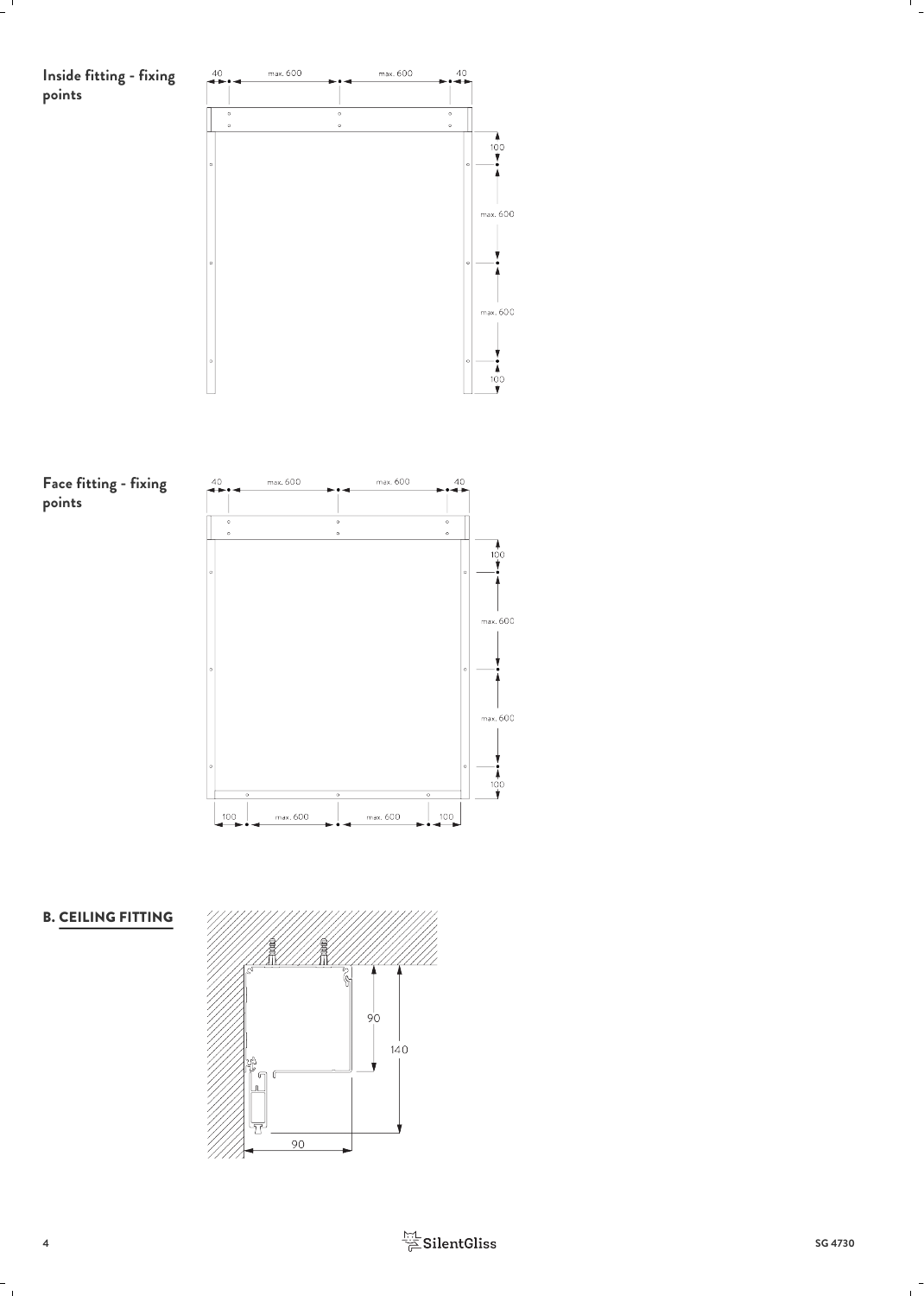## Inside fitting - fixing points

40 max. 600 max. 600 40

100

max. 600

max. 600

100

## Face fitting - fixing points

40 max. 600 max. 600 40

100

max. 600

max. 600

100

100 max. 600 max. 600 100

## B. CEILING FITTING

90

140

90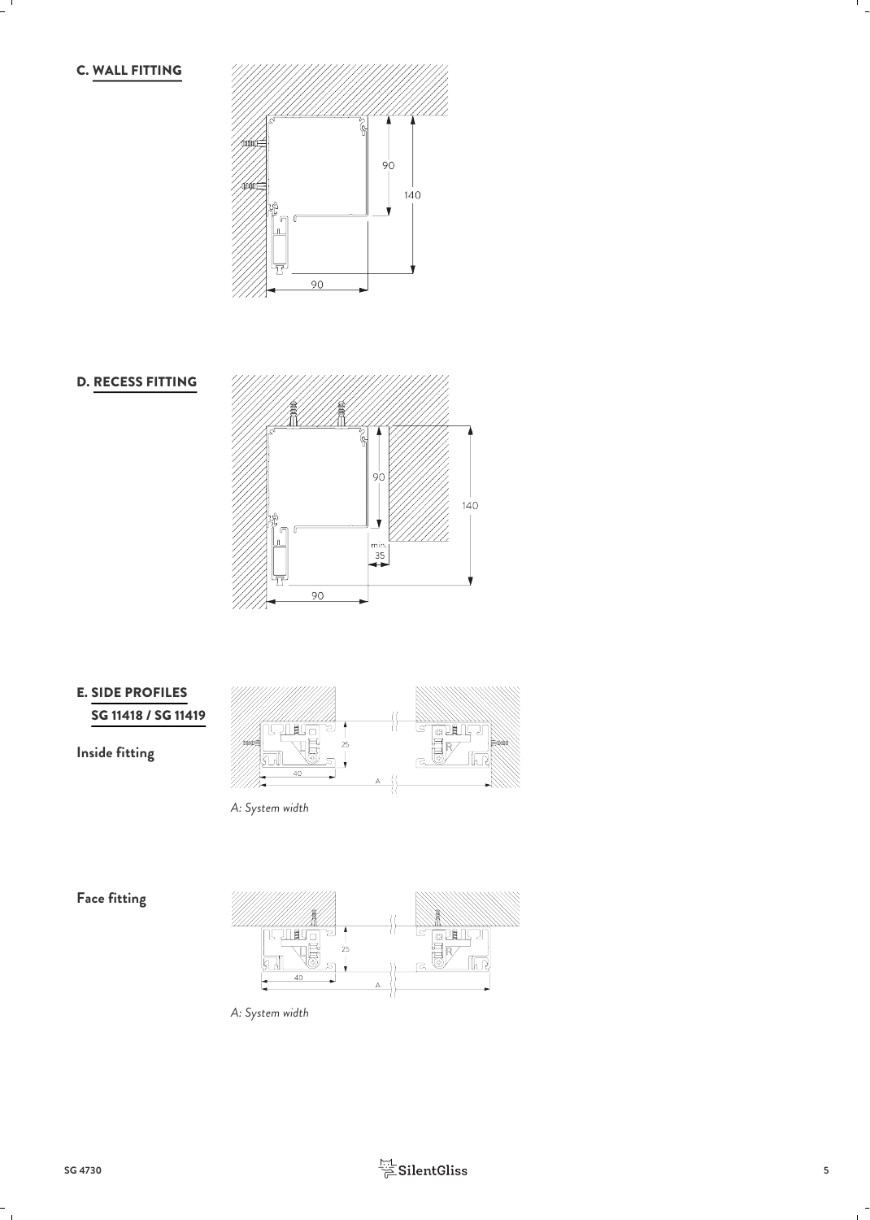## C. WALL FITTING

90

140

90

## D. RECESS FITTING

90

140

min. 35

90

## E. SIDE PROFILES SG 11418 / SG 11419

**Inside fitting**

25

40

A

*A: System width*

**Face fitting**

25

40

A

*A: System width*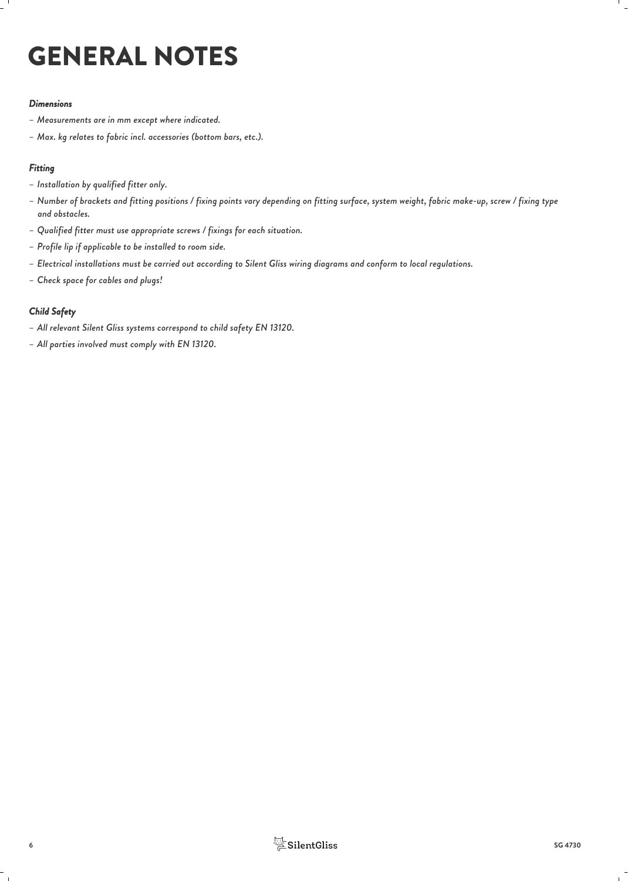# GENERAL NOTES

***Dimensions***

- *Measurements are in mm except where indicated.*
- *Max. kg relates to fabric incl. accessories (bottom bars, etc.).*

***Fitting***

- *Installation by qualified fitter only.*
- *Number of brackets and fitting positions / fixing points vary depending on fitting surface, system weight, fabric make-up, screw / fixing type and obstacles.*
- *Qualified fitter must use appropriate screws / fixings for each situation.*
- *Profile lip if applicable to be installed to room side.*
- *Electrical installations must be carried out according to Silent Gliss wiring diagrams and conform to local regulations.*
- *Check space for cables and plugs!*

***Child Safety***

- *All relevant Silent Gliss systems correspond to child safety EN 13120.*
- *All parties involved must comply with EN 13120.*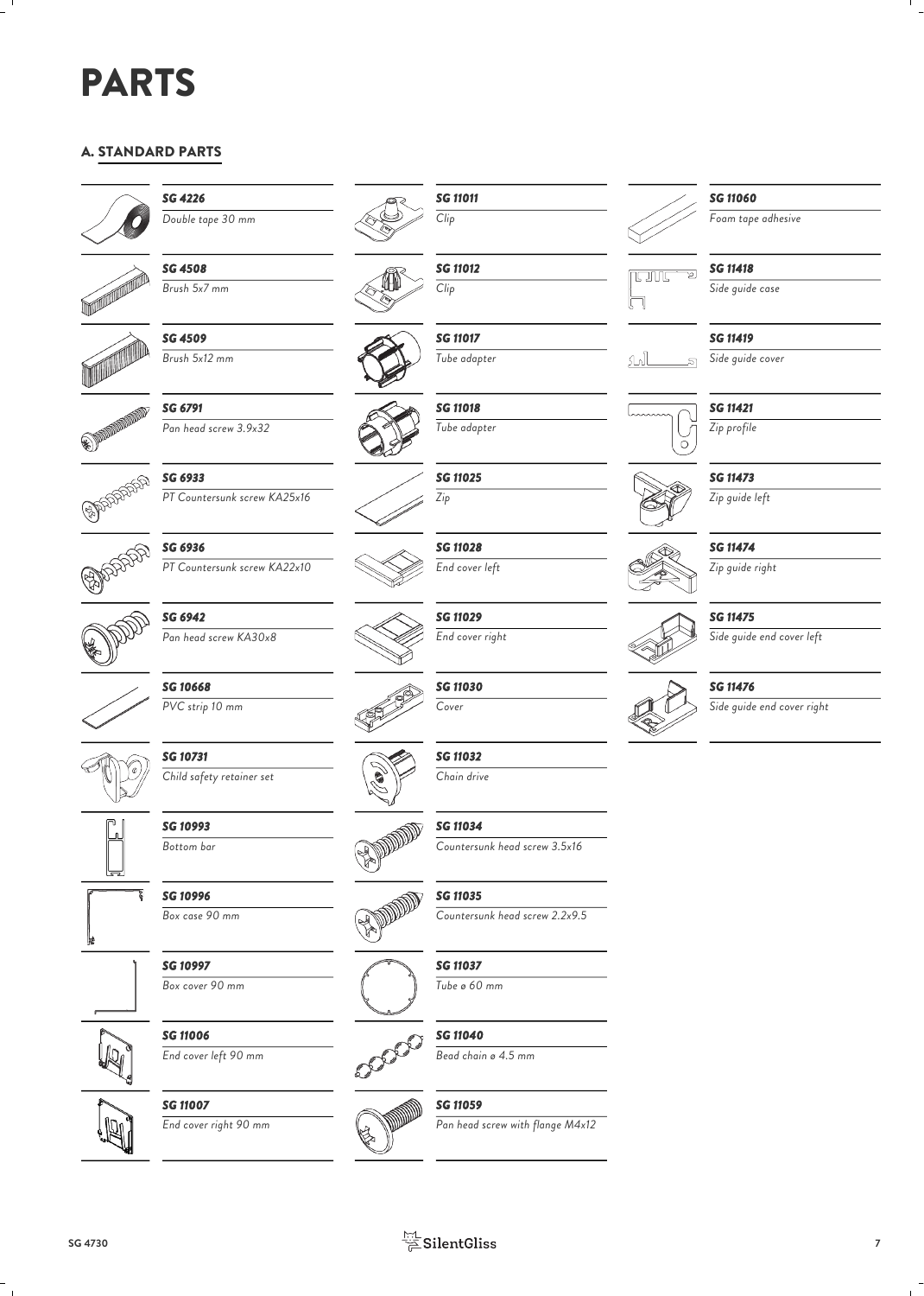# PARTS

## A. STANDARD PARTS

| Part no. | Description |
| --- | --- |
| *SG 4226* | *Double tape 30 mm* |
| *SG 4508* | *Brush 5x7 mm* |
| *SG 4509* | *Brush 5x12 mm* |
| *SG 6791* | *Pan head screw 3.9x32* |
| *SG 6933* | *PT Countersunk screw KA25x16* |
| *SG 6936* | *PT Countersunk screw KA22x10* |
| *SG 6942* | *Pan head screw KA30x8* |
| *SG 10668* | *PVC strip 10 mm* |
| *SG 10731* | *Child safety retainer set* |
| *SG 10993* | *Bottom bar* |
| *SG 10996* | *Box case 90 mm* |
| *SG 10997* | *Box cover 90 mm* |
| *SG 11006* | *End cover left 90 mm* |
| *SG 11007* | *End cover right 90 mm* |
| *SG 11011* | *Clip* |
| *SG 11012* | *Clip* |
| *SG 11017* | *Tube adapter* |
| *SG 11018* | *Tube adapter* |
| *SG 11025* | *Zip* |
| *SG 11028* | *End cover left* |
| *SG 11029* | *End cover right* |
| *SG 11030* | *Cover* |
| *SG 11032* | *Chain drive* |
| *SG 11034* | *Countersunk head screw 3.5x16* |
| *SG 11035* | *Countersunk head screw 2.2x9.5* |
| *SG 11037* | *Tube ø 60 mm* |
| *SG 11040* | *Bead chain ø 4.5 mm* |
| *SG 11059* | *Pan head screw with flange M4x12* |
| *SG 11060* | *Foam tape adhesive* |
| *SG 11418* | *Side guide case* |
| *SG 11419* | *Side guide cover* |
| *SG 11421* | *Zip profile* |
| *SG 11473* | *Zip guide left* |
| *SG 11474* | *Zip guide right* |
| *SG 11475* | *Side guide end cover left* |
| *SG 11476* | *Side guide end cover right* |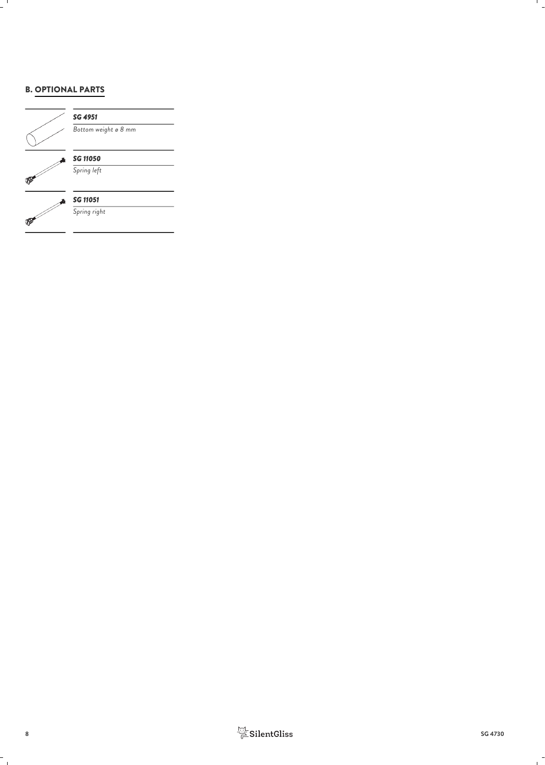## B. OPTIONAL PARTS

***SG 4951***

*Bottom weight ø 8 mm*

***SG 11050***

*Spring left*

***SG 11051***

*Spring right*